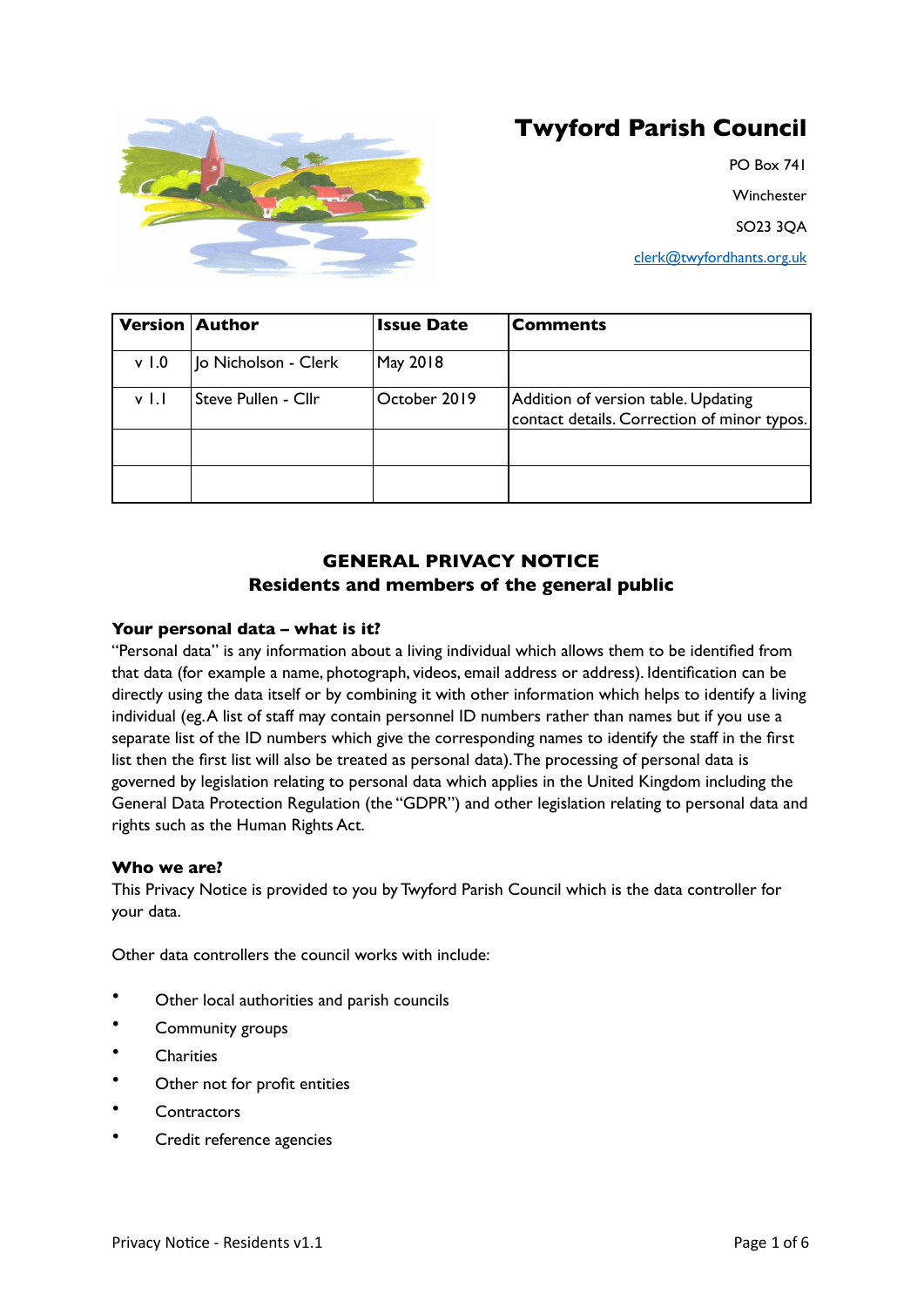# Twyford Parish Council

PO Box 741

Winchester

SO23 3QA

clerk@twyfordhants.org.uk

| Version | Author | Issue Date | Comments |
|---|---|---|---|
| v 1.0 | Jo Nicholson - Clerk | May 2018 | |
| v 1.1 | Steve Pullen - Cllr | October 2019 | Addition of version table. Updating contact details. Correction of minor typos. |
| | | | |
| | | | |

## GENERAL PRIVACY NOTICE
## Residents and members of the general public

### Your personal data – what is it?

"Personal data" is any information about a living individual which allows them to be identified from that data (for example a name, photograph, videos, email address or address). Identification can be directly using the data itself or by combining it with other information which helps to identify a living individual (eg.A list of staff may contain personnel ID numbers rather than names but if you use a separate list of the ID numbers which give the corresponding names to identify the staff in the first list then the first list will also be treated as personal data).The processing of personal data is governed by legislation relating to personal data which applies in the United Kingdom including the General Data Protection Regulation (the "GDPR") and other legislation relating to personal data and rights such as the Human Rights Act.

### Who we are?

This Privacy Notice is provided to you by Twyford Parish Council which is the data controller for your data.

Other data controllers the council works with include:

- Other local authorities and parish councils
- Community groups
- Charities
- Other not for profit entities
- Contractors
- Credit reference agencies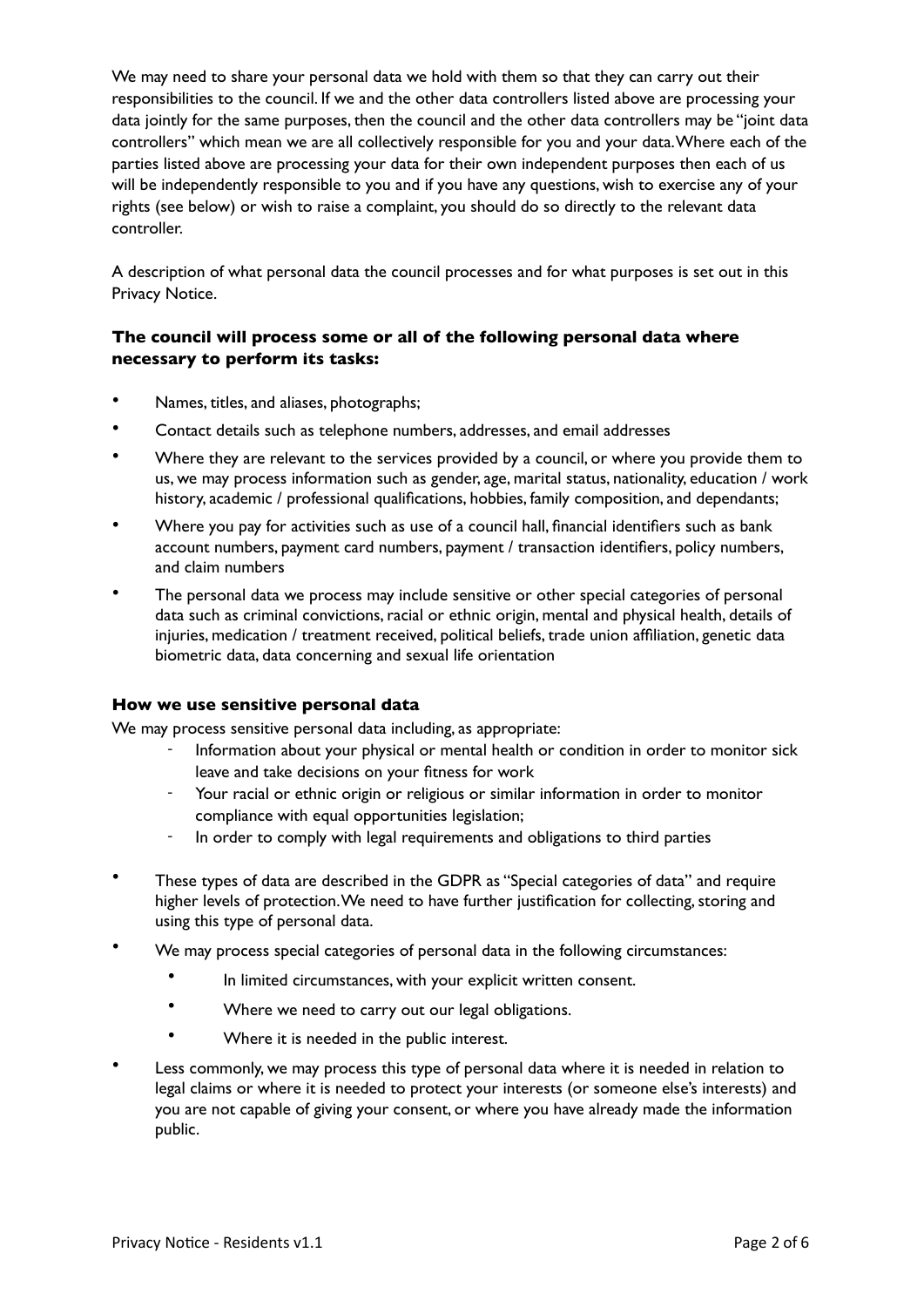We may need to share your personal data we hold with them so that they can carry out their responsibilities to the council. If we and the other data controllers listed above are processing your data jointly for the same purposes, then the council and the other data controllers may be "joint data controllers" which mean we are all collectively responsible for you and your data. Where each of the parties listed above are processing your data for their own independent purposes then each of us will be independently responsible to you and if you have any questions, wish to exercise any of your rights (see below) or wish to raise a complaint, you should do so directly to the relevant data controller.

A description of what personal data the council processes and for what purposes is set out in this Privacy Notice.

### The council will process some or all of the following personal data where necessary to perform its tasks:

- Names, titles, and aliases, photographs;
- Contact details such as telephone numbers, addresses, and email addresses
- Where they are relevant to the services provided by a council, or where you provide them to us, we may process information such as gender, age, marital status, nationality, education / work history, academic / professional qualifications, hobbies, family composition, and dependants;
- Where you pay for activities such as use of a council hall, financial identifiers such as bank account numbers, payment card numbers, payment / transaction identifiers, policy numbers, and claim numbers
- The personal data we process may include sensitive or other special categories of personal data such as criminal convictions, racial or ethnic origin, mental and physical health, details of injuries, medication / treatment received, political beliefs, trade union affiliation, genetic data biometric data, data concerning and sexual life orientation

### How we use sensitive personal data

We may process sensitive personal data including, as appropriate:

- Information about your physical or mental health or condition in order to monitor sick leave and take decisions on your fitness for work
- Your racial or ethnic origin or religious or similar information in order to monitor compliance with equal opportunities legislation;
- In order to comply with legal requirements and obligations to third parties

- These types of data are described in the GDPR as "Special categories of data" and require higher levels of protection. We need to have further justification for collecting, storing and using this type of personal data.
- We may process special categories of personal data in the following circumstances:
  - In limited circumstances, with your explicit written consent.
  - Where we need to carry out our legal obligations.
  - Where it is needed in the public interest.
- Less commonly, we may process this type of personal data where it is needed in relation to legal claims or where it is needed to protect your interests (or someone else's interests) and you are not capable of giving your consent, or where you have already made the information public.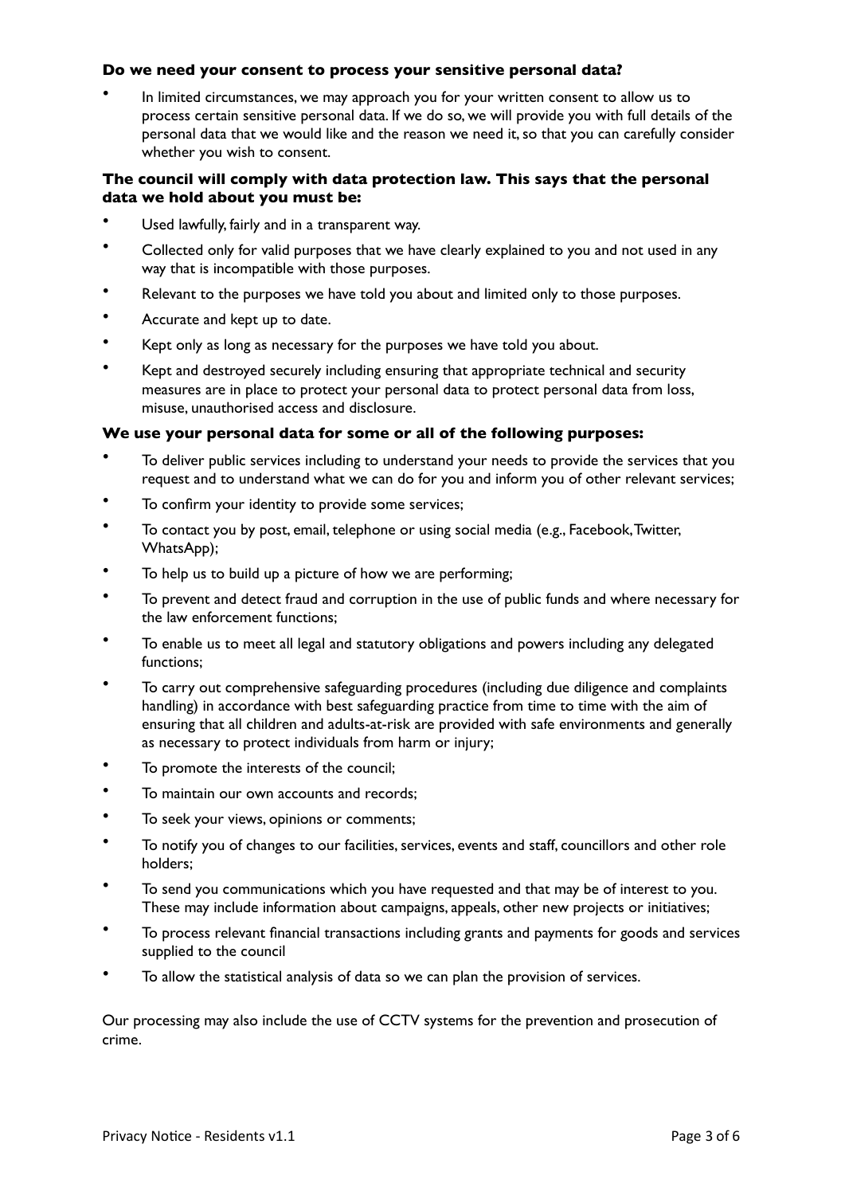**Do we need your consent to process your sensitive personal data?**

- In limited circumstances, we may approach you for your written consent to allow us to process certain sensitive personal data. If we do so, we will provide you with full details of the personal data that we would like and the reason we need it, so that you can carefully consider whether you wish to consent.

**The council will comply with data protection law. This says that the personal data we hold about you must be:**

- Used lawfully, fairly and in a transparent way.
- Collected only for valid purposes that we have clearly explained to you and not used in any way that is incompatible with those purposes.
- Relevant to the purposes we have told you about and limited only to those purposes.
- Accurate and kept up to date.
- Kept only as long as necessary for the purposes we have told you about.
- Kept and destroyed securely including ensuring that appropriate technical and security measures are in place to protect your personal data to protect personal data from loss, misuse, unauthorised access and disclosure.

**We use your personal data for some or all of the following purposes:**

- To deliver public services including to understand your needs to provide the services that you request and to understand what we can do for you and inform you of other relevant services;
- To confirm your identity to provide some services;
- To contact you by post, email, telephone or using social media (e.g., Facebook, Twitter, WhatsApp);
- To help us to build up a picture of how we are performing;
- To prevent and detect fraud and corruption in the use of public funds and where necessary for the law enforcement functions;
- To enable us to meet all legal and statutory obligations and powers including any delegated functions;
- To carry out comprehensive safeguarding procedures (including due diligence and complaints handling) in accordance with best safeguarding practice from time to time with the aim of ensuring that all children and adults-at-risk are provided with safe environments and generally as necessary to protect individuals from harm or injury;
- To promote the interests of the council;
- To maintain our own accounts and records;
- To seek your views, opinions or comments;
- To notify you of changes to our facilities, services, events and staff, councillors and other role holders;
- To send you communications which you have requested and that may be of interest to you. These may include information about campaigns, appeals, other new projects or initiatives;
- To process relevant financial transactions including grants and payments for goods and services supplied to the council
- To allow the statistical analysis of data so we can plan the provision of services.

Our processing may also include the use of CCTV systems for the prevention and prosecution of crime.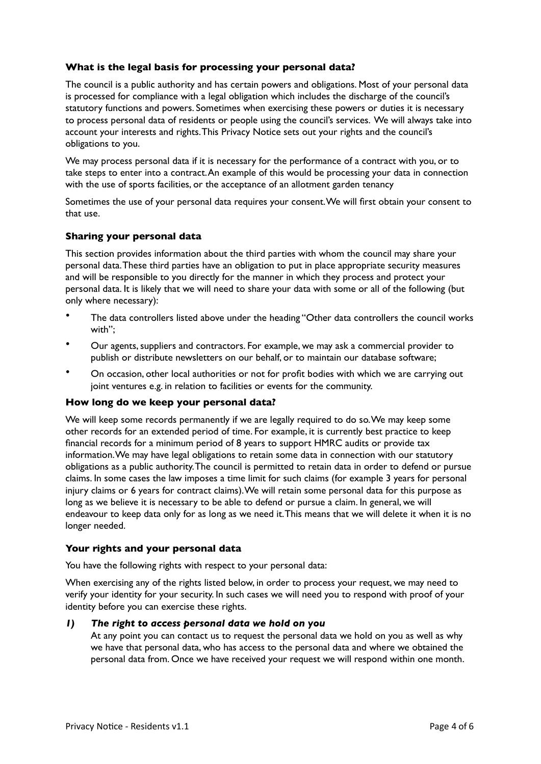### What is the legal basis for processing your personal data?

The council is a public authority and has certain powers and obligations. Most of your personal data is processed for compliance with a legal obligation which includes the discharge of the council's statutory functions and powers. Sometimes when exercising these powers or duties it is necessary to process personal data of residents or people using the council's services. We will always take into account your interests and rights. This Privacy Notice sets out your rights and the council's obligations to you.

We may process personal data if it is necessary for the performance of a contract with you, or to take steps to enter into a contract. An example of this would be processing your data in connection with the use of sports facilities, or the acceptance of an allotment garden tenancy

Sometimes the use of your personal data requires your consent. We will first obtain your consent to that use.

### Sharing your personal data

This section provides information about the third parties with whom the council may share your personal data. These third parties have an obligation to put in place appropriate security measures and will be responsible to you directly for the manner in which they process and protect your personal data. It is likely that we will need to share your data with some or all of the following (but only where necessary):

- The data controllers listed above under the heading "Other data controllers the council works with";
- Our agents, suppliers and contractors. For example, we may ask a commercial provider to publish or distribute newsletters on our behalf, or to maintain our database software;
- On occasion, other local authorities or not for profit bodies with which we are carrying out joint ventures e.g. in relation to facilities or events for the community.

### How long do we keep your personal data?

We will keep some records permanently if we are legally required to do so. We may keep some other records for an extended period of time. For example, it is currently best practice to keep financial records for a minimum period of 8 years to support HMRC audits or provide tax information. We may have legal obligations to retain some data in connection with our statutory obligations as a public authority. The council is permitted to retain data in order to defend or pursue claims. In some cases the law imposes a time limit for such claims (for example 3 years for personal injury claims or 6 years for contract claims). We will retain some personal data for this purpose as long as we believe it is necessary to be able to defend or pursue a claim. In general, we will endeavour to keep data only for as long as we need it. This means that we will delete it when it is no longer needed.

### Your rights and your personal data

You have the following rights with respect to your personal data:

When exercising any of the rights listed below, in order to process your request, we may need to verify your identity for your security. In such cases we will need you to respond with proof of your identity before you can exercise these rights.

***1) The right to access personal data we hold on you***

At any point you can contact us to request the personal data we hold on you as well as why we have that personal data, who has access to the personal data and where we obtained the personal data from. Once we have received your request we will respond within one month.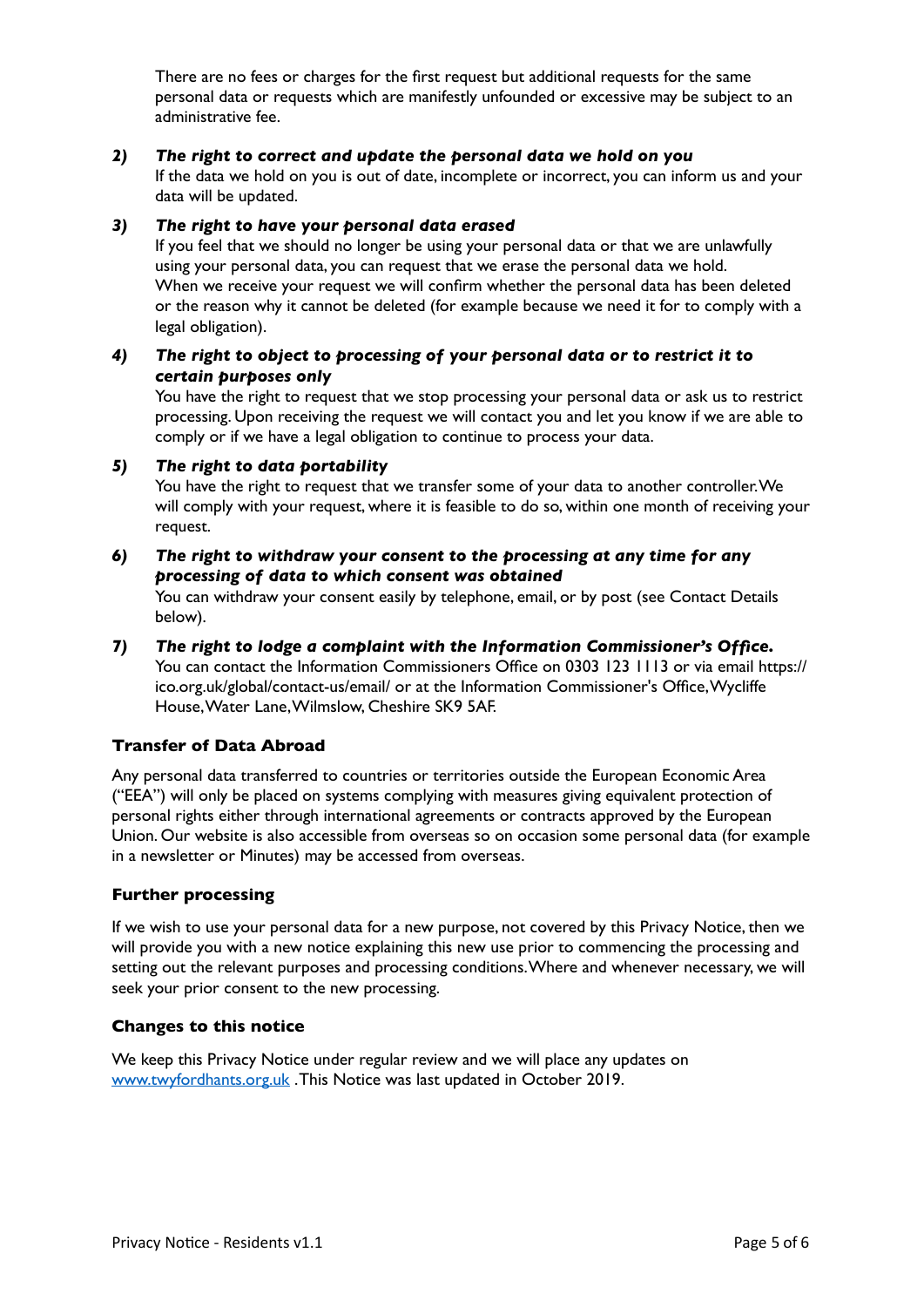There are no fees or charges for the first request but additional requests for the same personal data or requests which are manifestly unfounded or excessive may be subject to an administrative fee.

**2)** ***The right to correct and update the personal data we hold on you***

If the data we hold on you is out of date, incomplete or incorrect, you can inform us and your data will be updated.

**3)** ***The right to have your personal data erased***

If you feel that we should no longer be using your personal data or that we are unlawfully using your personal data, you can request that we erase the personal data we hold. When we receive your request we will confirm whether the personal data has been deleted or the reason why it cannot be deleted (for example because we need it for to comply with a legal obligation).

**4)** ***The right to object to processing of your personal data or to restrict it to certain purposes only***

You have the right to request that we stop processing your personal data or ask us to restrict processing. Upon receiving the request we will contact you and let you know if we are able to comply or if we have a legal obligation to continue to process your data.

**5)** ***The right to data portability***

You have the right to request that we transfer some of your data to another controller. We will comply with your request, where it is feasible to do so, within one month of receiving your request.

**6)** ***The right to withdraw your consent to the processing at any time for any processing of data to which consent was obtained***

You can withdraw your consent easily by telephone, email, or by post (see Contact Details below).

**7)** ***The right to lodge a complaint with the Information Commissioner's Office.***

You can contact the Information Commissioners Office on 0303 123 1113 or via email https://ico.org.uk/global/contact-us/email/ or at the Information Commissioner's Office, Wycliffe House, Water Lane, Wilmslow, Cheshire SK9 5AF.

## Transfer of Data Abroad

Any personal data transferred to countries or territories outside the European Economic Area ("EEA") will only be placed on systems complying with measures giving equivalent protection of personal rights either through international agreements or contracts approved by the European Union. Our website is also accessible from overseas so on occasion some personal data (for example in a newsletter or Minutes) may be accessed from overseas.

## Further processing

If we wish to use your personal data for a new purpose, not covered by this Privacy Notice, then we will provide you with a new notice explaining this new use prior to commencing the processing and setting out the relevant purposes and processing conditions. Where and whenever necessary, we will seek your prior consent to the new processing.

## Changes to this notice

We keep this Privacy Notice under regular review and we will place any updates on [www.twyfordhants.org.uk](http://www.twyfordhants.org.uk) . This Notice was last updated in October 2019.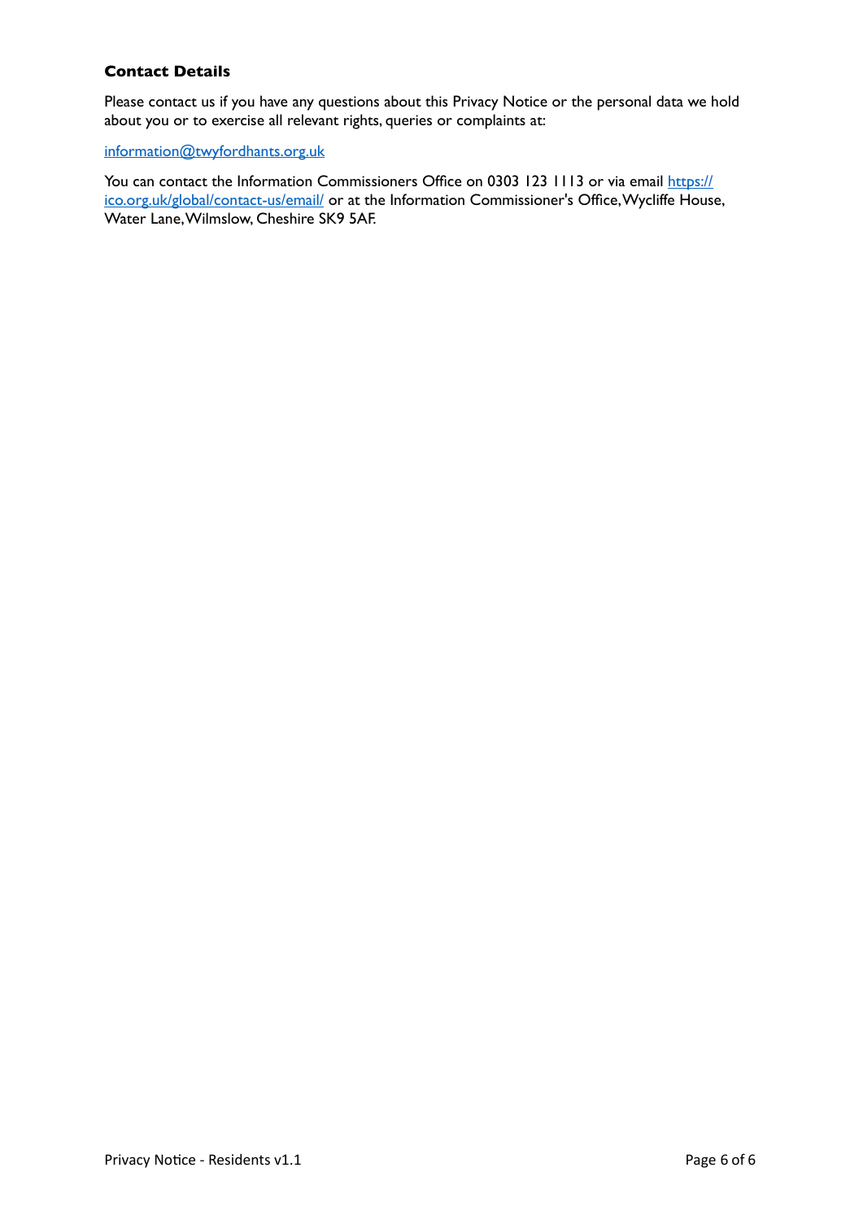### Contact Details

Please contact us if you have any questions about this Privacy Notice or the personal data we hold about you or to exercise all relevant rights, queries or complaints at:

information@twyfordhants.org.uk

You can contact the Information Commissioners Office on 0303 123 1113 or via email https://ico.org.uk/global/contact-us/email/ or at the Information Commissioner's Office, Wycliffe House, Water Lane, Wilmslow, Cheshire SK9 5AF.